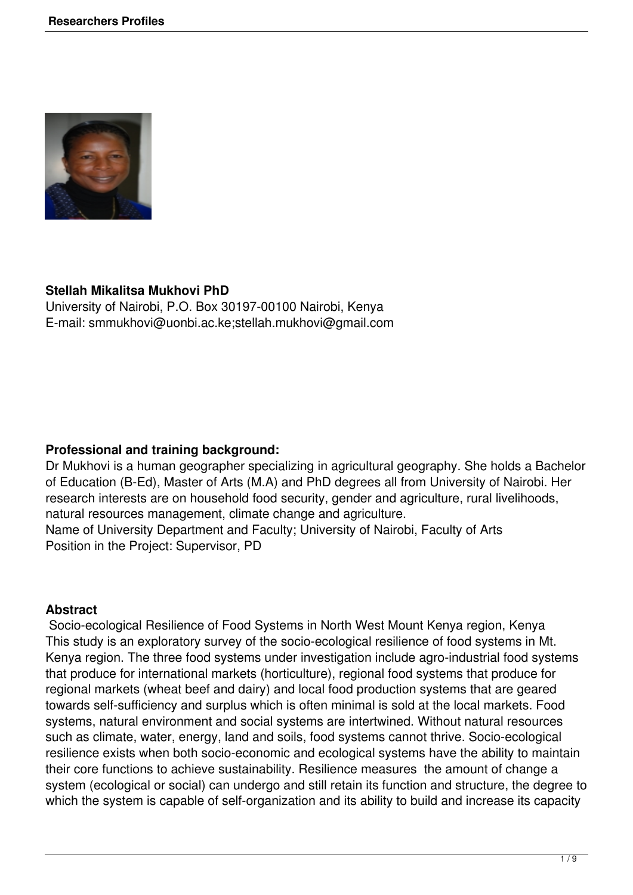**Stellah Mikalitsa Mukhovi PhD**
University of Nairobi, P.O. Box 30197-00100 Nairobi, Kenya
E-mail: smmukhovi@uonbi.ac.ke;stellah.mukhovi@gmail.com

**Professional and training background:**

Dr Mukhovi is a human geographer specializing in agricultural geography. She holds a Bachelor of Education (B-Ed), Master of Arts (M.A) and PhD degrees all from University of Nairobi. Her research interests are on household food security, gender and agriculture, rural livelihoods, natural resources management, climate change and agriculture.
Name of University Department and Faculty; University of Nairobi, Faculty of Arts
Position in the Project: Supervisor, PD

**Abstract**

Socio-ecological Resilience of Food Systems in North West Mount Kenya region, Kenya
This study is an exploratory survey of the socio-ecological resilience of food systems in Mt. Kenya region. The three food systems under investigation include agro-industrial food systems that produce for international markets (horticulture), regional food systems that produce for regional markets (wheat beef and dairy) and local food production systems that are geared towards self-sufficiency and surplus which is often minimal is sold at the local markets. Food systems, natural environment and social systems are intertwined. Without natural resources such as climate, water, energy, land and soils, food systems cannot thrive. Socio-ecological resilience exists when both socio-economic and ecological systems have the ability to maintain their core functions to achieve sustainability. Resilience measures the amount of change a system (ecological or social) can undergo and still retain its function and structure, the degree to which the system is capable of self-organization and its ability to build and increase its capacity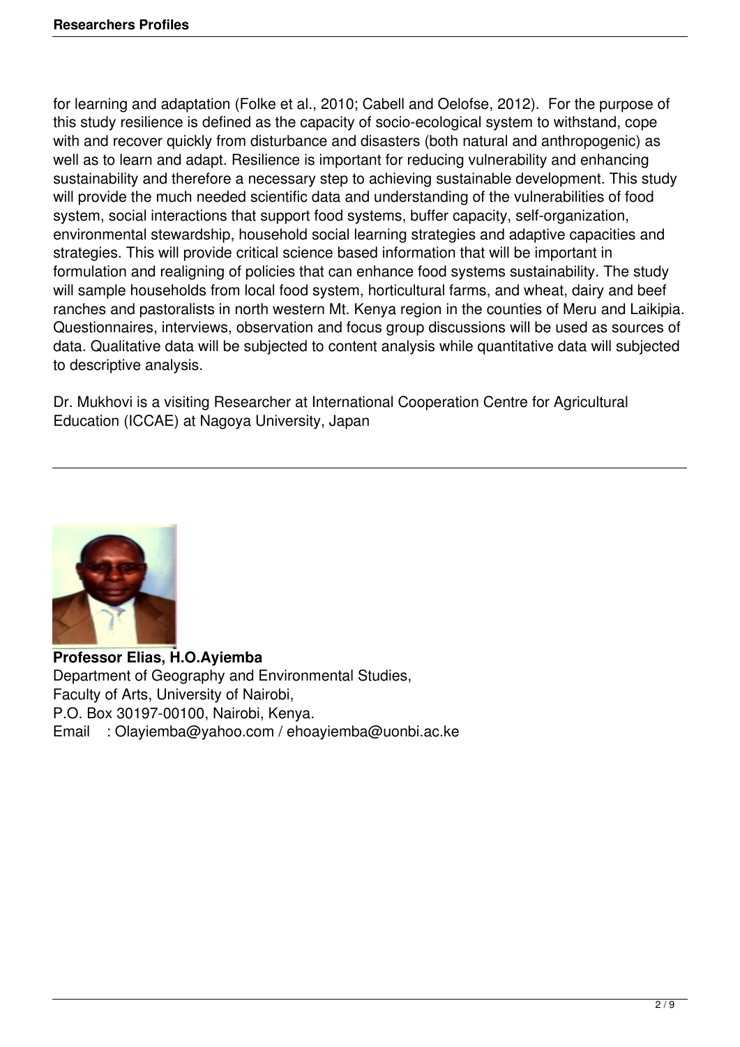for learning and adaptation (Folke et al., 2010; Cabell and Oelofse, 2012). For the purpose of this study resilience is defined as the capacity of socio-ecological system to withstand, cope with and recover quickly from disturbance and disasters (both natural and anthropogenic) as well as to learn and adapt. Resilience is important for reducing vulnerability and enhancing sustainability and therefore a necessary step to achieving sustainable development. This study will provide the much needed scientific data and understanding of the vulnerabilities of food system, social interactions that support food systems, buffer capacity, self-organization, environmental stewardship, household social learning strategies and adaptive capacities and strategies. This will provide critical science based information that will be important in formulation and realigning of policies that can enhance food systems sustainability. The study will sample households from local food system, horticultural farms, and wheat, dairy and beef ranches and pastoralists in north western Mt. Kenya region in the counties of Meru and Laikipia. Questionnaires, interviews, observation and focus group discussions will be used as sources of data. Qualitative data will be subjected to content analysis while quantitative data will subjected to descriptive analysis.

Dr. Mukhovi is a visiting Researcher at International Cooperation Centre for Agricultural Education (ICCAE) at Nagoya University, Japan

---

**Professor Elias, H.O.Ayiemba**
Department of Geography and Environmental Studies,
Faculty of Arts, University of Nairobi,
P.O. Box 30197-00100, Nairobi, Kenya.
Email : Olayiemba@yahoo.com / ehoayiemba@uonbi.ac.ke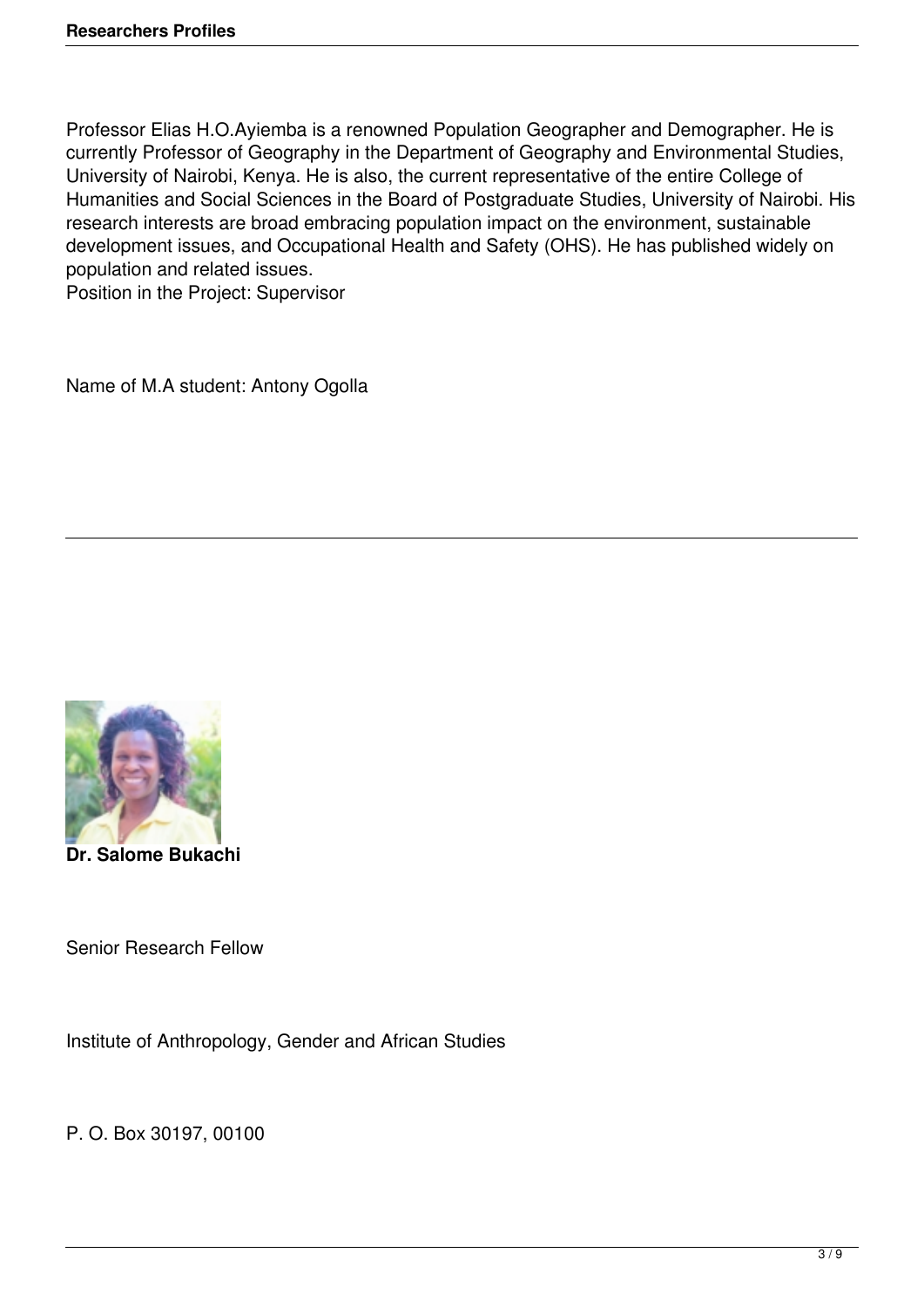Professor Elias H.O.Ayiemba is a renowned Population Geographer and Demographer. He is currently Professor of Geography in the Department of Geography and Environmental Studies, University of Nairobi, Kenya. He is also, the current representative of the entire College of Humanities and Social Sciences in the Board of Postgraduate Studies, University of Nairobi. His research interests are broad embracing population impact on the environment, sustainable development issues, and Occupational Health and Safety (OHS). He has published widely on population and related issues.
Position in the Project: Supervisor

Name of M.A student: Antony Ogolla

---

**Dr. Salome Bukachi**

Senior Research Fellow

Institute of Anthropology, Gender and African Studies

P. O. Box 30197, 00100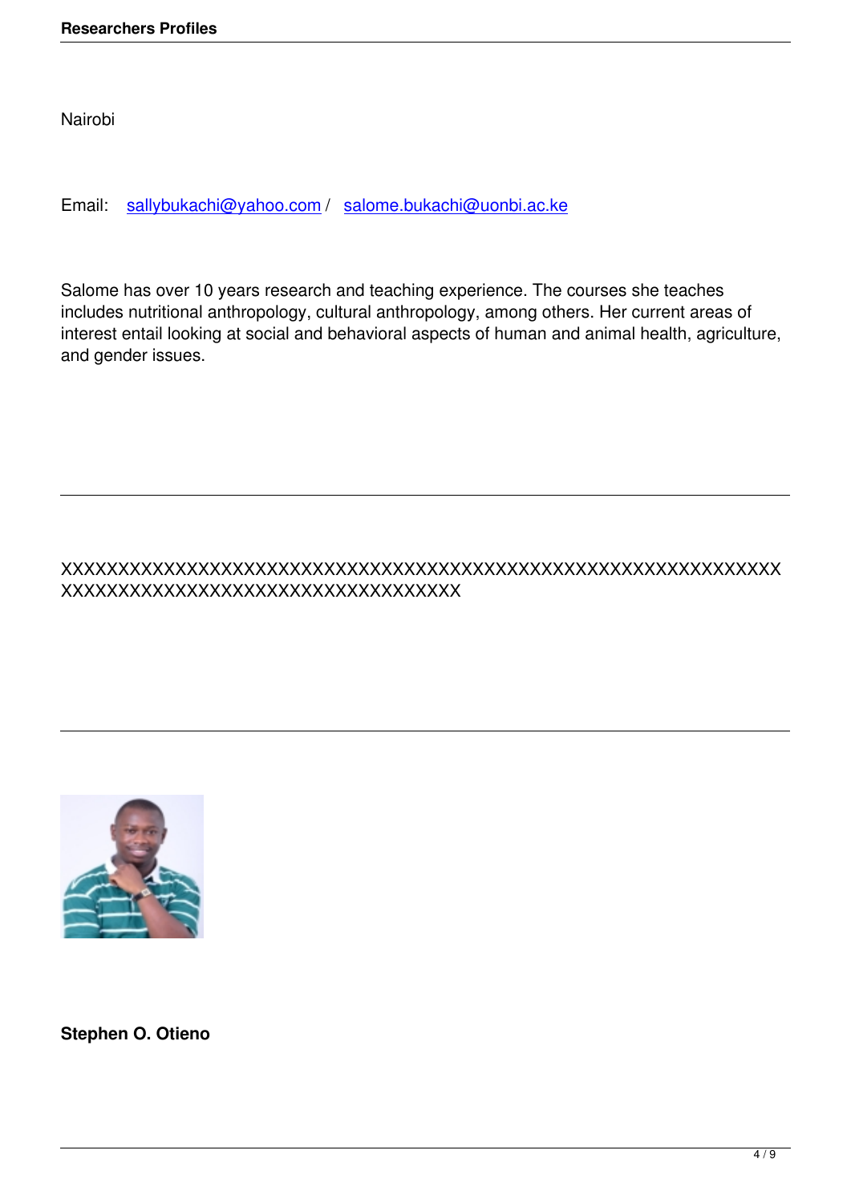Nairobi

Email: sallybukachi@yahoo.com / salome.bukachi@uonbi.ac.ke

Salome has over 10 years research and teaching experience. The courses she teaches includes nutritional anthropology, cultural anthropology, among others. Her current areas of interest entail looking at social and behavioral aspects of human and animal health, agriculture, and gender issues.

---

XXXXXXXXXXXXXXXXXXXXXXXXXXXXXXXXXXXXXXXXXXXXXXXXXXXXXXXXXXXXXXXXXXXXXXXXXXXXXXXXXXXXXXXXXXXXXX

---

**Stephen O. Otieno**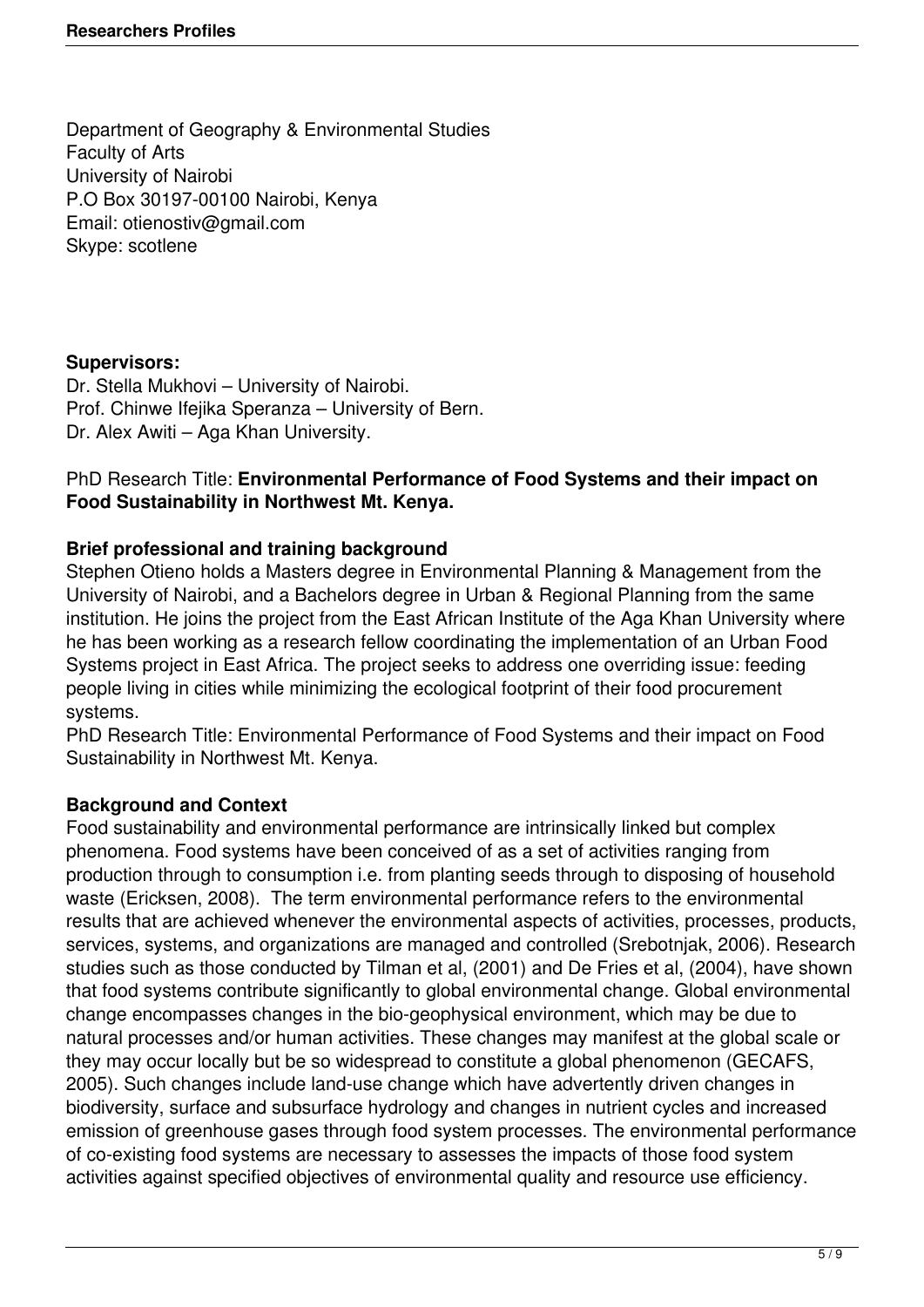Department of Geography & Environmental Studies
Faculty of Arts
University of Nairobi
P.O Box 30197-00100 Nairobi, Kenya
Email: otienostiv@gmail.com
Skype: scotlene

**Supervisors:**
Dr. Stella Mukhovi – University of Nairobi.
Prof. Chinwe Ifejika Speranza – University of Bern.
Dr. Alex Awiti – Aga Khan University.

PhD Research Title: **Environmental Performance of Food Systems and their impact on Food Sustainability in Northwest Mt. Kenya.**

**Brief professional and training background**

Stephen Otieno holds a Masters degree in Environmental Planning & Management from the University of Nairobi, and a Bachelors degree in Urban & Regional Planning from the same institution. He joins the project from the East African Institute of the Aga Khan University where he has been working as a research fellow coordinating the implementation of an Urban Food Systems project in East Africa. The project seeks to address one overriding issue: feeding people living in cities while minimizing the ecological footprint of their food procurement systems.

PhD Research Title: Environmental Performance of Food Systems and their impact on Food Sustainability in Northwest Mt. Kenya.

**Background and Context**

Food sustainability and environmental performance are intrinsically linked but complex phenomena. Food systems have been conceived of as a set of activities ranging from production through to consumption i.e. from planting seeds through to disposing of household waste (Ericksen, 2008). The term environmental performance refers to the environmental results that are achieved whenever the environmental aspects of activities, processes, products, services, systems, and organizations are managed and controlled (Srebotnjak, 2006). Research studies such as those conducted by Tilman et al, (2001) and De Fries et al, (2004), have shown that food systems contribute significantly to global environmental change. Global environmental change encompasses changes in the bio-geophysical environment, which may be due to natural processes and/or human activities. These changes may manifest at the global scale or they may occur locally but be so widespread to constitute a global phenomenon (GECAFS, 2005). Such changes include land-use change which have advertently driven changes in biodiversity, surface and subsurface hydrology and changes in nutrient cycles and increased emission of greenhouse gases through food system processes. The environmental performance of co-existing food systems are necessary to assesses the impacts of those food system activities against specified objectives of environmental quality and resource use efficiency.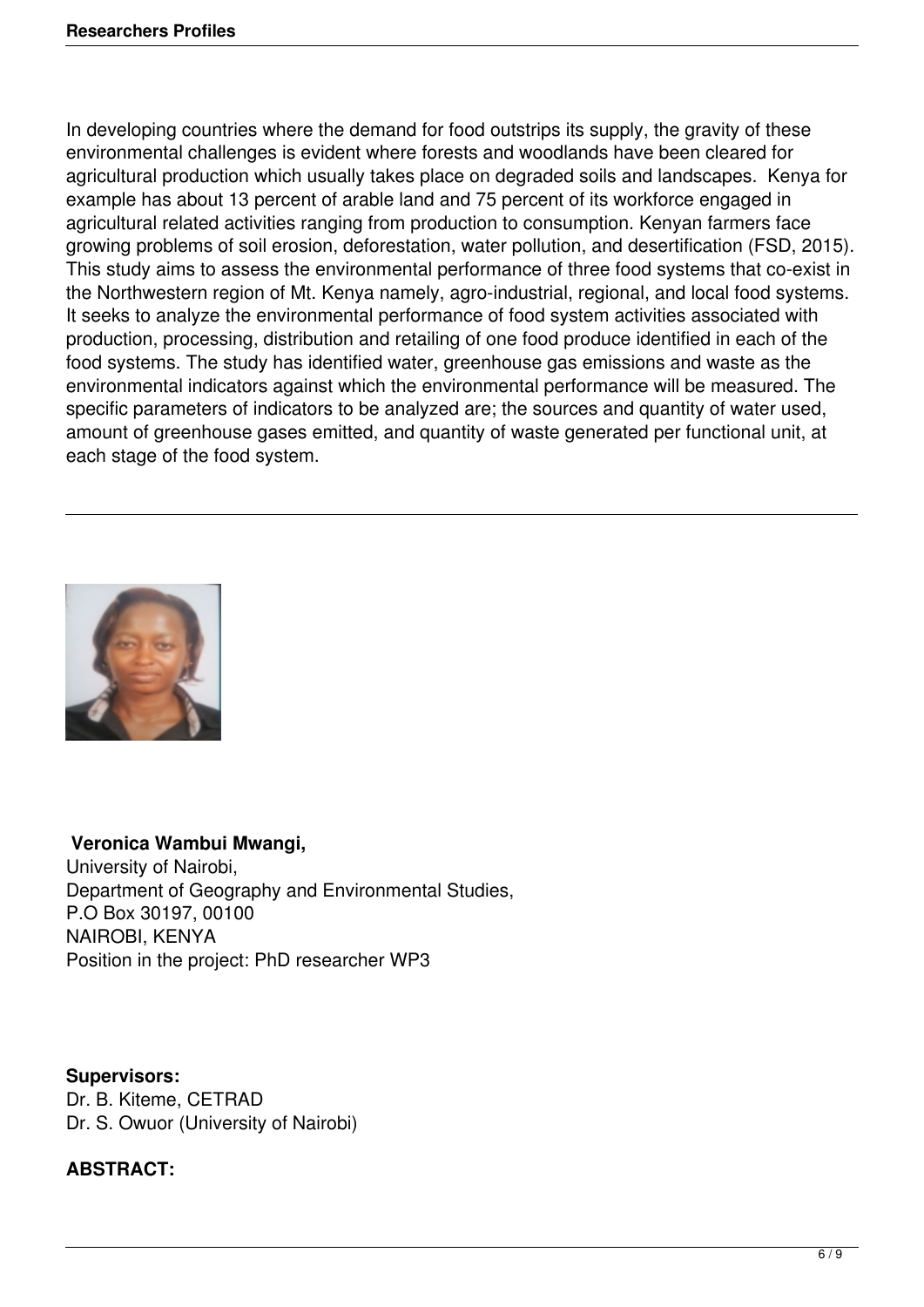In developing countries where the demand for food outstrips its supply, the gravity of these environmental challenges is evident where forests and woodlands have been cleared for agricultural production which usually takes place on degraded soils and landscapes. Kenya for example has about 13 percent of arable land and 75 percent of its workforce engaged in agricultural related activities ranging from production to consumption. Kenyan farmers face growing problems of soil erosion, deforestation, water pollution, and desertification (FSD, 2015). This study aims to assess the environmental performance of three food systems that co-exist in the Northwestern region of Mt. Kenya namely, agro-industrial, regional, and local food systems. It seeks to analyze the environmental performance of food system activities associated with production, processing, distribution and retailing of one food produce identified in each of the food systems. The study has identified water, greenhouse gas emissions and waste as the environmental indicators against which the environmental performance will be measured. The specific parameters of indicators to be analyzed are; the sources and quantity of water used, amount of greenhouse gases emitted, and quantity of waste generated per functional unit, at each stage of the food system.

---

**Veronica Wambui Mwangi,**
University of Nairobi,
Department of Geography and Environmental Studies,
P.O Box 30197, 00100
NAIROBI, KENYA
Position in the project: PhD researcher WP3

**Supervisors:**
Dr. B. Kiteme, CETRAD
Dr. S. Owuor (University of Nairobi)

**ABSTRACT:**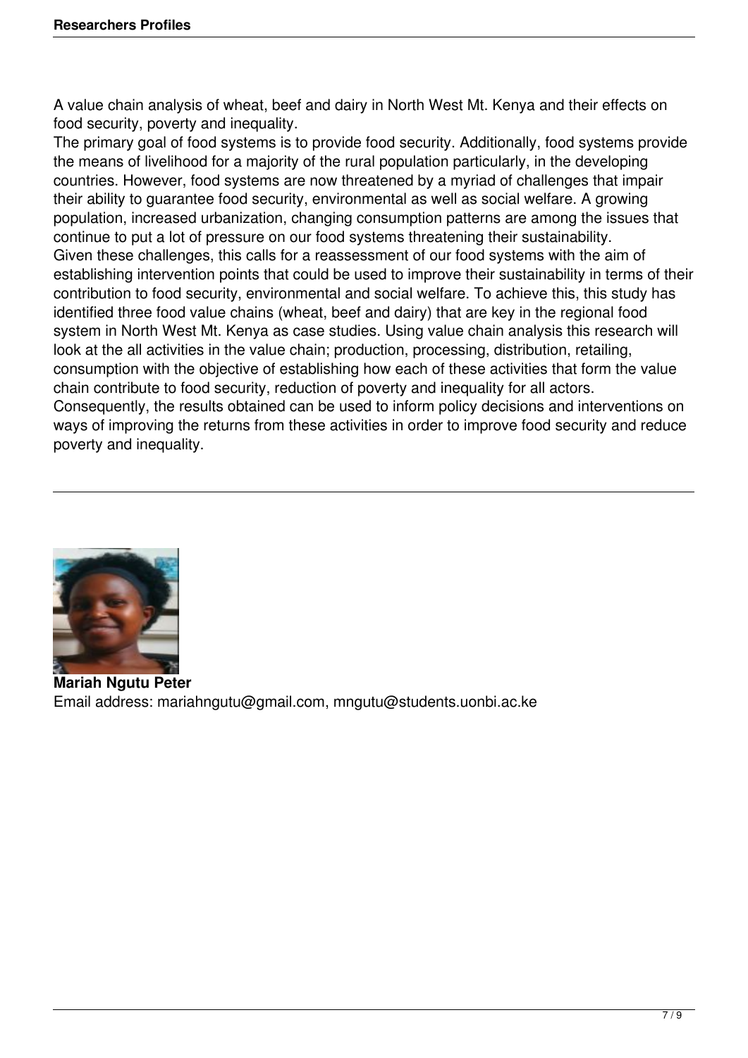A value chain analysis of wheat, beef and dairy in North West Mt. Kenya and their effects on food security, poverty and inequality.

The primary goal of food systems is to provide food security. Additionally, food systems provide the means of livelihood for a majority of the rural population particularly, in the developing countries. However, food systems are now threatened by a myriad of challenges that impair their ability to guarantee food security, environmental as well as social welfare. A growing population, increased urbanization, changing consumption patterns are among the issues that continue to put a lot of pressure on our food systems threatening their sustainability.

Given these challenges, this calls for a reassessment of our food systems with the aim of establishing intervention points that could be used to improve their sustainability in terms of their contribution to food security, environmental and social welfare. To achieve this, this study has identified three food value chains (wheat, beef and dairy) that are key in the regional food system in North West Mt. Kenya as case studies. Using value chain analysis this research will look at the all activities in the value chain; production, processing, distribution, retailing, consumption with the objective of establishing how each of these activities that form the value chain contribute to food security, reduction of poverty and inequality for all actors.

Consequently, the results obtained can be used to inform policy decisions and interventions on ways of improving the returns from these activities in order to improve food security and reduce poverty and inequality.

---

**Mariah Ngutu Peter**
Email address: mariahngutu@gmail.com, mngutu@students.uonbi.ac.ke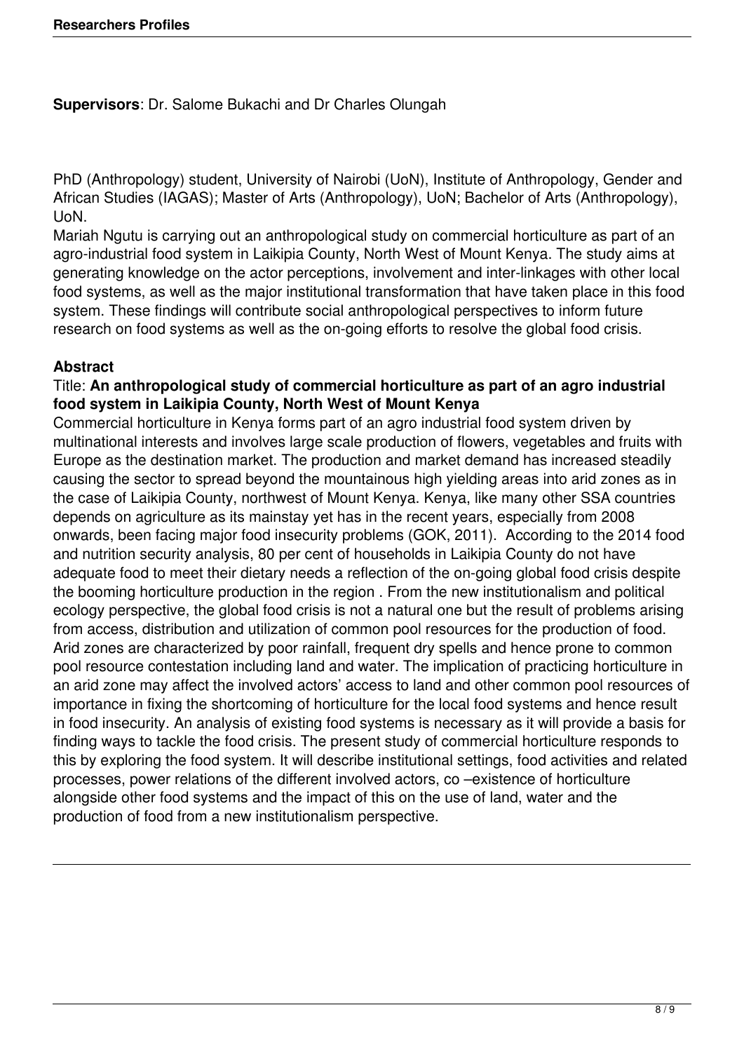**Supervisors**: Dr. Salome Bukachi and Dr Charles Olungah

PhD (Anthropology) student, University of Nairobi (UoN), Institute of Anthropology, Gender and African Studies (IAGAS); Master of Arts (Anthropology), UoN; Bachelor of Arts (Anthropology), UoN.

Mariah Ngutu is carrying out an anthropological study on commercial horticulture as part of an agro-industrial food system in Laikipia County, North West of Mount Kenya. The study aims at generating knowledge on the actor perceptions, involvement and inter-linkages with other local food systems, as well as the major institutional transformation that have taken place in this food system. These findings will contribute social anthropological perspectives to inform future research on food systems as well as the on-going efforts to resolve the global food crisis.

**Abstract**

Title: **An anthropological study of commercial horticulture as part of an agro industrial food system in Laikipia County, North West of Mount Kenya**

Commercial horticulture in Kenya forms part of an agro industrial food system driven by multinational interests and involves large scale production of flowers, vegetables and fruits with Europe as the destination market. The production and market demand has increased steadily causing the sector to spread beyond the mountainous high yielding areas into arid zones as in the case of Laikipia County, northwest of Mount Kenya. Kenya, like many other SSA countries depends on agriculture as its mainstay yet has in the recent years, especially from 2008 onwards, been facing major food insecurity problems (GOK, 2011). According to the 2014 food and nutrition security analysis, 80 per cent of households in Laikipia County do not have adequate food to meet their dietary needs a reflection of the on-going global food crisis despite the booming horticulture production in the region . From the new institutionalism and political ecology perspective, the global food crisis is not a natural one but the result of problems arising from access, distribution and utilization of common pool resources for the production of food. Arid zones are characterized by poor rainfall, frequent dry spells and hence prone to common pool resource contestation including land and water. The implication of practicing horticulture in an arid zone may affect the involved actors' access to land and other common pool resources of importance in fixing the shortcoming of horticulture for the local food systems and hence result in food insecurity. An analysis of existing food systems is necessary as it will provide a basis for finding ways to tackle the food crisis. The present study of commercial horticulture responds to this by exploring the food system. It will describe institutional settings, food activities and related processes, power relations of the different involved actors, co –existence of horticulture alongside other food systems and the impact of this on the use of land, water and the production of food from a new institutionalism perspective.